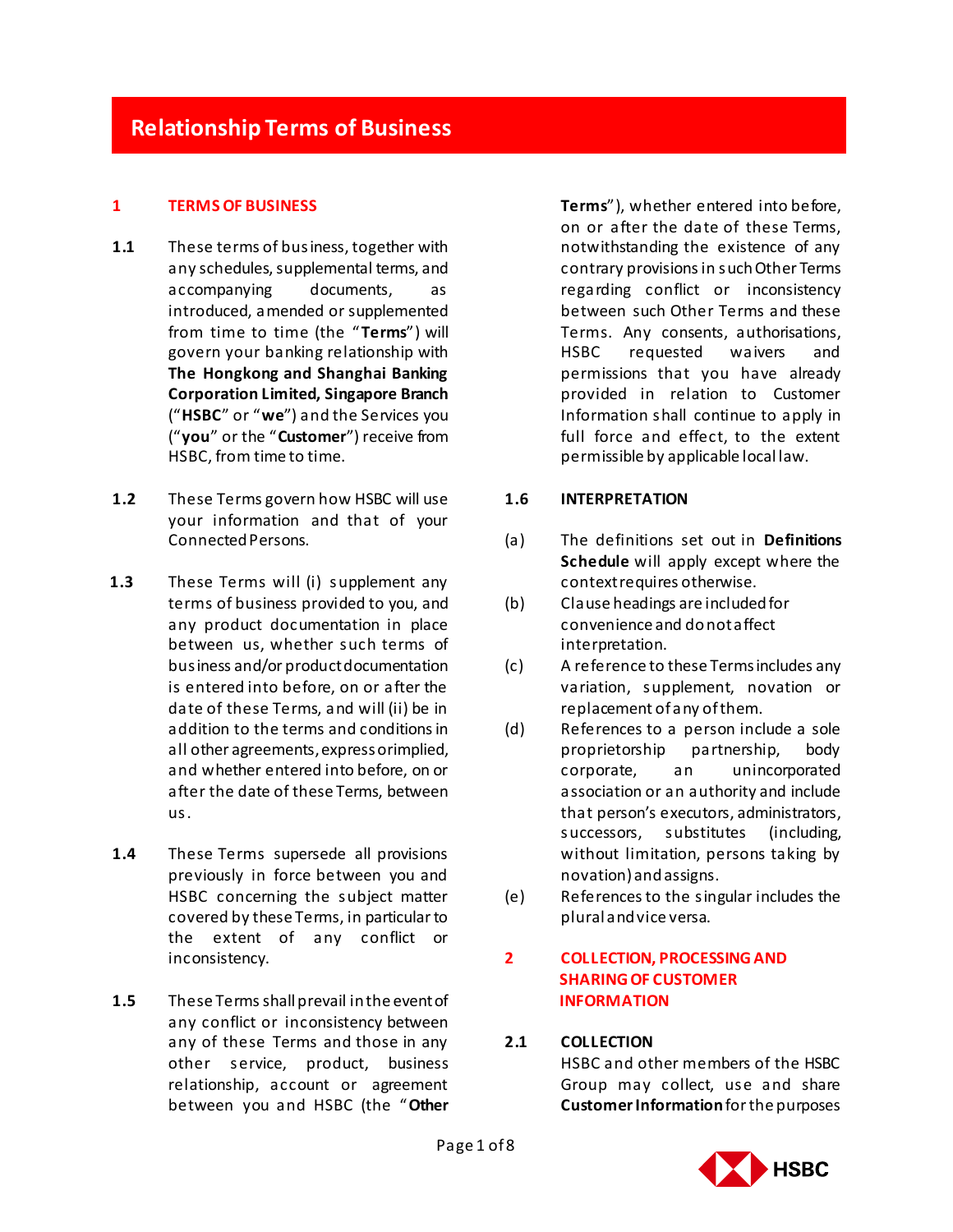# Relationship Terms of Business

## 1 TERMS OF BUSINESS

**1.1** These terms of business, together with any schedules, supplemental terms, and accompanying documents, as introduced, amended or supplemented from time to time (the "**Terms**") will govern your banking relationship with **The Hongkong and Shanghai Banking Corporation Limited, Singapore Branch** ("**HSBC**" or "**we**") and the Services you ("**you**" or the "**Customer**") receive from HSBC, from time to time.

**1.2** These Terms govern how HSBC will use your information and that of your Connected Persons.

**1.3** These Terms will (i) supplement any terms of business provided to you, and any product documentation in place between us, whether such terms of business and/or product documentation is entered into before, on or after the date of these Terms, and will (ii) be in addition to the terms and conditions in all other agreements, express or implied, and whether entered into before, on or after the date of these Terms, between us.

**1.4** These Terms supersede all provisions previously in force between you and HSBC concerning the subject matter covered by these Terms, in particular to the extent of any conflict or inconsistency.

**1.5** These Terms shall prevail in the event of any conflict or inconsistency between any of these Terms and those in any other service, product, business relationship, account or agreement between you and HSBC (the "**Other Terms**"), whether entered into before, on or after the date of these Terms, notwithstanding the existence of any contrary provisions in such Other Terms regarding conflict or inconsistency between such Other Terms and these Terms. Any consents, authorisations, HSBC requested waivers and permissions that you have already provided in relation to Customer Information shall continue to apply in full force and effect, to the extent permissible by applicable local law.

**1.6 INTERPRETATION**

(a) The definitions set out in **Definitions Schedule** will apply except where the context requires otherwise.

(b) Clause headings are included for convenience and do not affect interpretation.

(c) A reference to these Terms includes any variation, supplement, novation or replacement of any of them.

(d) References to a person include a sole proprietorship partnership, body corporate, an unincorporated association or an authority and include that person's executors, administrators, successors, substitutes (including, without limitation, persons taking by novation) and assigns.

(e) References to the singular includes the plural and vice versa.

## 2 COLLECTION, PROCESSING AND SHARING OF CUSTOMER INFORMATION

**2.1 COLLECTION**

HSBC and other members of the HSBC Group may collect, use and share **Customer Information** for the purposes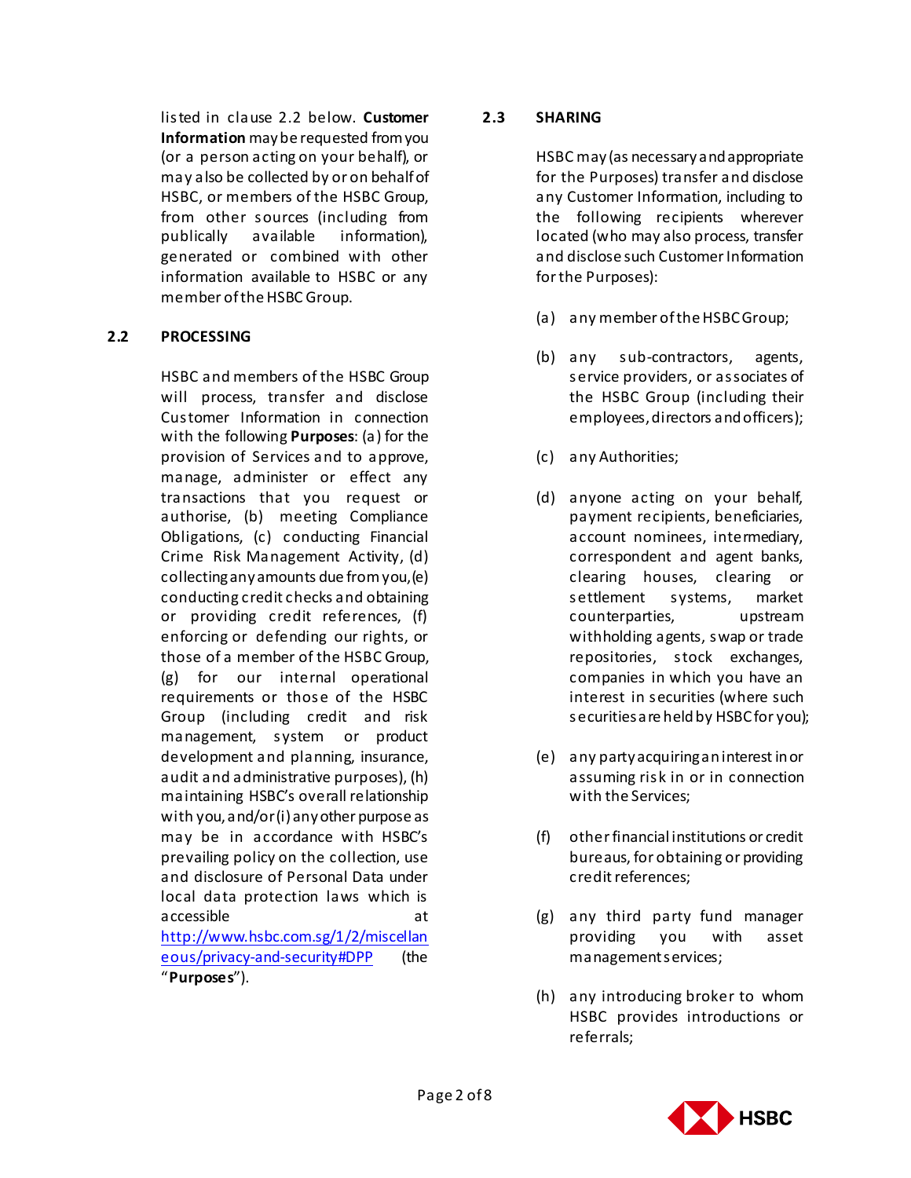listed in clause 2.2 below. **Customer Information** may be requested from you (or a person acting on your behalf), or may also be collected by or on behalf of HSBC, or members of the HSBC Group, from other sources (including from publically available information), generated or combined with other information available to HSBC or any member of the HSBC Group.

## 2.2 PROCESSING

HSBC and members of the HSBC Group will process, transfer and disclose Customer Information in connection with the following **Purposes**: (a) for the provision of Services and to approve, manage, administer or effect any transactions that you request or authorise, (b) meeting Compliance Obligations, (c) conducting Financial Crime Risk Management Activity, (d) collecting any amounts due from you, (e) conducting credit checks and obtaining or providing credit references, (f) enforcing or defending our rights, or those of a member of the HSBC Group, (g) for our internal operational requirements or those of the HSBC Group (including credit and risk management, system or product development and planning, insurance, audit and administrative purposes), (h) maintaining HSBC's overall relationship with you, and/or (i) any other purpose as may be in accordance with HSBC's prevailing policy on the collection, use and disclosure of Personal Data under local data protection laws which is accessible at [http://www.hsbc.com.sg/1/2/miscellaneous/privacy-and-security#DPP](http://www.hsbc.com.sg/1/2/miscellaneous/privacy-and-security#DPP) (the "**Purposes**").

## 2.3 SHARING

HSBC may (as necessary and appropriate for the Purposes) transfer and disclose any Customer Information, including to the following recipients wherever located (who may also process, transfer and disclose such Customer Information for the Purposes):

(a) any member of the HSBC Group;

(b) any sub-contractors, agents, service providers, or associates of the HSBC Group (including their employees, directors and officers);

(c) any Authorities;

(d) anyone acting on your behalf, payment recipients, beneficiaries, account nominees, intermediary, correspondent and agent banks, clearing houses, clearing or settlement systems, market counterparties, upstream withholding agents, swap or trade repositories, stock exchanges, companies in which you have an interest in securities (where such securities are held by HSBC for you);

(e) any party acquiring an interest in or assuming risk in or in connection with the Services;

(f) other financial institutions or credit bureaus, for obtaining or providing credit references;

(g) any third party fund manager providing you with asset management services;

(h) any introducing broker to whom HSBC provides introductions or referrals;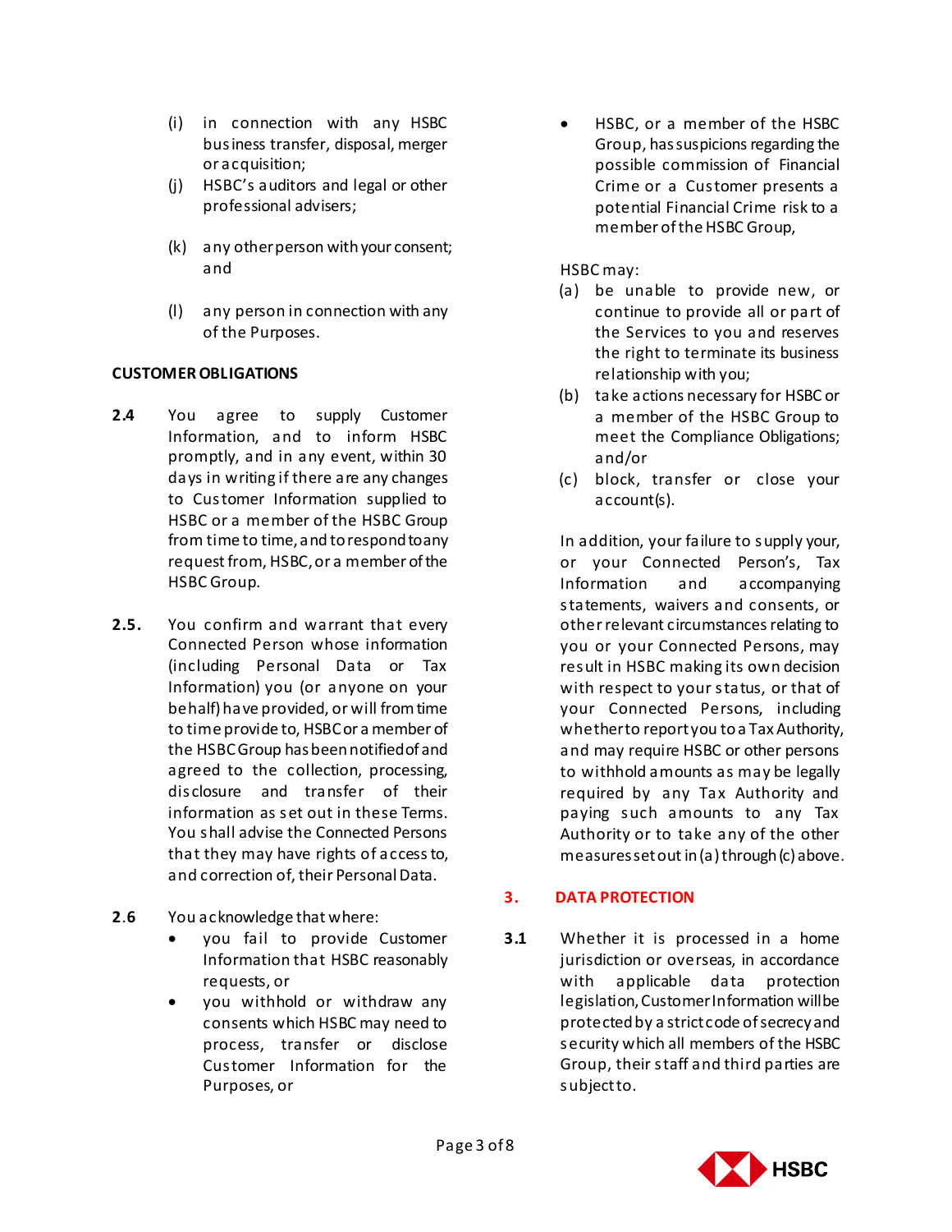(i) in connection with any HSBC business transfer, disposal, merger or acquisition;

(j) HSBC's auditors and legal or other professional advisers;

(k) any other person with your consent; and

(l) any person in connection with any of the Purposes.

**CUSTOMER OBLIGATIONS**

**2.4** You agree to supply Customer Information, and to inform HSBC promptly, and in any event, within 30 days in writing if there are any changes to Customer Information supplied to HSBC or a member of the HSBC Group from time to time, and to respond to any request from, HSBC, or a member of the HSBC Group.

**2.5.** You confirm and warrant that every Connected Person whose information (including Personal Data or Tax Information) you (or anyone on your behalf) have provided, or will from time to time provide to, HSBC or a member of the HSBC Group has been notified of and agreed to the collection, processing, disclosure and transfer of their information as set out in these Terms. You shall advise the Connected Persons that they may have rights of access to, and correction of, their Personal Data.

**2.6** You acknowledge that where:

- you fail to provide Customer Information that HSBC reasonably requests, or
- you withhold or withdraw any consents which HSBC may need to process, transfer or disclose Customer Information for the Purposes, or
- HSBC, or a member of the HSBC Group, has suspicions regarding the possible commission of Financial Crime or a Customer presents a potential Financial Crime risk to a member of the HSBC Group,

HSBC may:

(a) be unable to provide new, or continue to provide all or part of the Services to you and reserves the right to terminate its business relationship with you;

(b) take actions necessary for HSBC or a member of the HSBC Group to meet the Compliance Obligations; and/or

(c) block, transfer or close your account(s).

In addition, your failure to supply your, or your Connected Person's, Tax Information and accompanying statements, waivers and consents, or other relevant circumstances relating to you or your Connected Persons, may result in HSBC making its own decision with respect to your status, or that of your Connected Persons, including whether to report you to a Tax Authority, and may require HSBC or other persons to withhold amounts as may be legally required by any Tax Authority and paying such amounts to any Tax Authority or to take any of the other measures set out in (a) through (c) above.

## 3. DATA PROTECTION

**3.1** Whether it is processed in a home jurisdiction or overseas, in accordance with applicable data protection legislation, Customer Information will be protected by a strict code of secrecy and security which all members of the HSBC Group, their staff and third parties are subject to.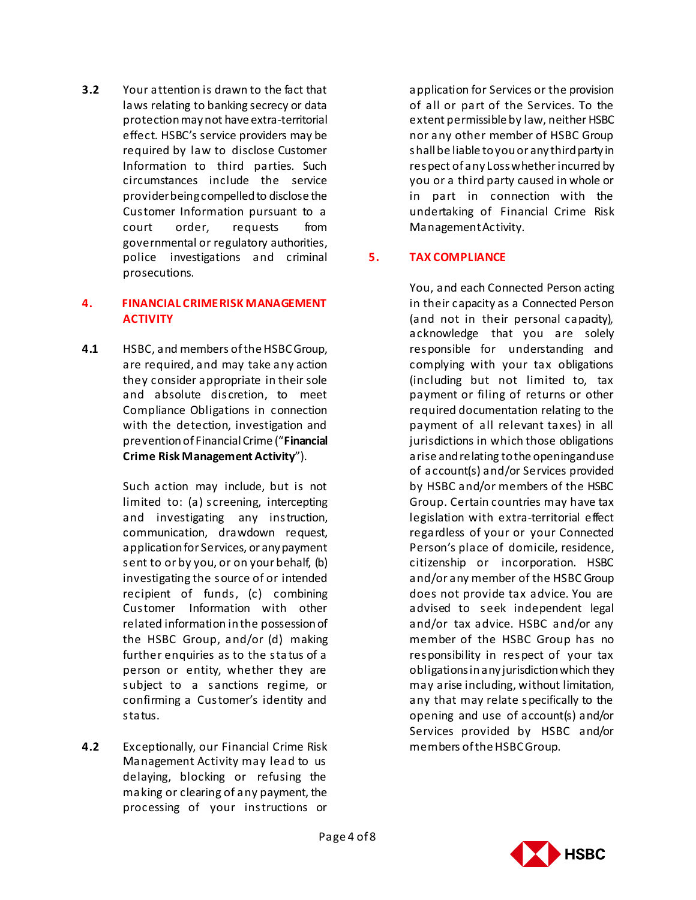**3.2** Your attention is drawn to the fact that laws relating to banking secrecy or data protection may not have extra-territorial effect. HSBC's service providers may be required by law to disclose Customer Information to third parties. Such circumstances include the service provider being compelled to disclose the Customer Information pursuant to a court order, requests from governmental or regulatory authorities, police investigations and criminal prosecutions.

## 4. FINANCIAL CRIME RISK MANAGEMENT ACTIVITY

**4.1** HSBC, and members of the HSBC Group, are required, and may take any action they consider appropriate in their sole and absolute discretion, to meet Compliance Obligations in connection with the detection, investigation and prevention of Financial Crime ("**Financial Crime Risk Management Activity**").

Such action may include, but is not limited to: (a) screening, intercepting and investigating any instruction, communication, drawdown request, application for Services, or any payment sent to or by you, or on your behalf, (b) investigating the source of or intended recipient of funds, (c) combining Customer Information with other related information in the possession of the HSBC Group, and/or (d) making further enquiries as to the status of a person or entity, whether they are subject to a sanctions regime, or confirming a Customer's identity and status.

**4.2** Exceptionally, our Financial Crime Risk Management Activity may lead to us delaying, blocking or refusing the making or clearing of any payment, the processing of your instructions or application for Services or the provision of all or part of the Services. To the extent permissible by law, neither HSBC nor any other member of HSBC Group shall be liable to you or any third party in respect of any Loss whether incurred by you or a third party caused in whole or in part in connection with the undertaking of Financial Crime Risk Management Activity.

## 5. TAX COMPLIANCE

You, and each Connected Person acting in their capacity as a Connected Person (and not in their personal capacity), acknowledge that you are solely responsible for understanding and complying with your tax obligations (including but not limited to, tax payment or filing of returns or other required documentation relating to the payment of all relevant taxes) in all jurisdictions in which those obligations arise and relating to the opening and use of account(s) and/or Services provided by HSBC and/or members of the HSBC Group. Certain countries may have tax legislation with extra-territorial effect regardless of your or your Connected Person's place of domicile, residence, citizenship or incorporation. HSBC and/or any member of the HSBC Group does not provide tax advice. You are advised to seek independent legal and/or tax advice. HSBC and/or any member of the HSBC Group has no responsibility in respect of your tax obligations in any jurisdiction which they may arise including, without limitation, any that may relate specifically to the opening and use of account(s) and/or Services provided by HSBC and/or members of the HSBC Group.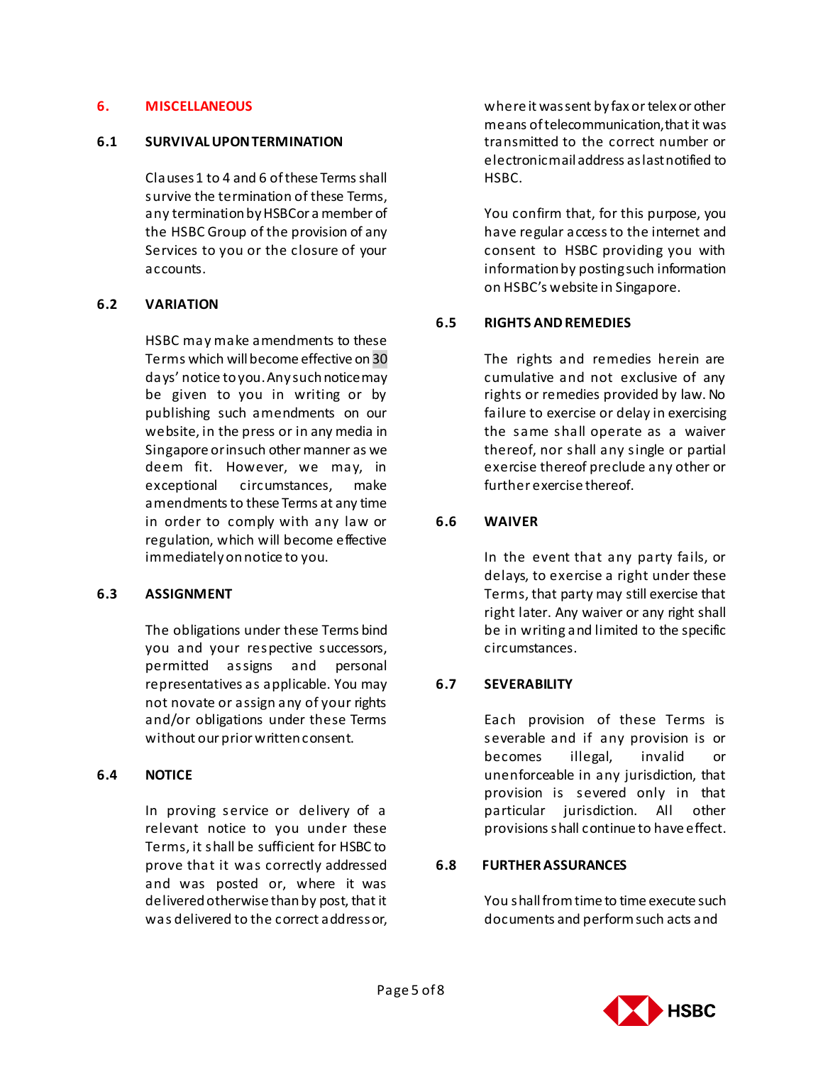## 6. MISCELLANEOUS

### 6.1 SURVIVAL UPON TERMINATION

Clauses 1 to 4 and 6 of these Terms shall survive the termination of these Terms, any termination by HSBC or a member of the HSBC Group of the provision of any Services to you or the closure of your accounts.

### 6.2 VARIATION

HSBC may make amendments to these Terms which will become effective on 30 days' notice to you. Any such notice may be given to you in writing or by publishing such amendments on our website, in the press or in any media in Singapore or in such other manner as we deem fit. However, we may, in exceptional circumstances, make amendments to these Terms at any time in order to comply with any law or regulation, which will become effective immediately on notice to you.

### 6.3 ASSIGNMENT

The obligations under these Terms bind you and your respective successors, permitted assigns and personal representatives as applicable. You may not novate or assign any of your rights and/or obligations under these Terms without our prior written consent.

### 6.4 NOTICE

In proving service or delivery of a relevant notice to you under these Terms, it shall be sufficient for HSBC to prove that it was correctly addressed and was posted or, where it was delivered otherwise than by post, that it was delivered to the correct address or, where it was sent by fax or telex or other means of telecommunication, that it was transmitted to the correct number or electronic mail address as last notified to HSBC.

You confirm that, for this purpose, you have regular access to the internet and consent to HSBC providing you with information by posting such information on HSBC's website in Singapore.

### 6.5 RIGHTS AND REMEDIES

The rights and remedies herein are cumulative and not exclusive of any rights or remedies provided by law. No failure to exercise or delay in exercising the same shall operate as a waiver thereof, nor shall any single or partial exercise thereof preclude any other or further exercise thereof.

### 6.6 WAIVER

In the event that any party fails, or delays, to exercise a right under these Terms, that party may still exercise that right later. Any waiver or any right shall be in writing and limited to the specific circumstances.

### 6.7 SEVERABILITY

Each provision of these Terms is severable and if any provision is or becomes illegal, invalid or unenforceable in any jurisdiction, that provision is severed only in that particular jurisdiction. All other provisions shall continue to have effect.

### 6.8 FURTHER ASSURANCES

You shall from time to time execute such documents and perform such acts and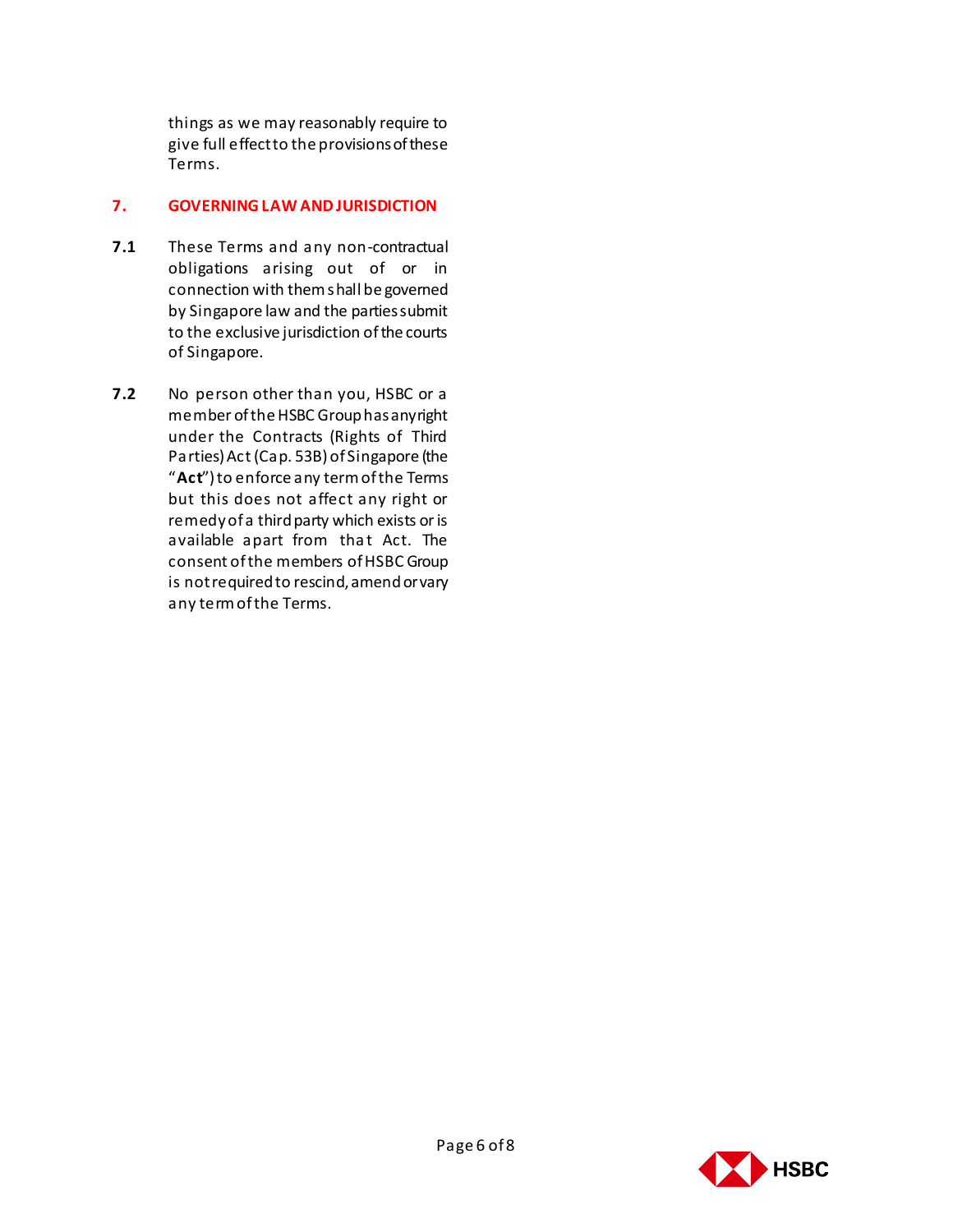things as we may reasonably require to give full effect to the provisions of these Terms.

## 7. GOVERNING LAW AND JURISDICTION

**7.1** These Terms and any non-contractual obligations arising out of or in connection with them shall be governed by Singapore law and the parties submit to the exclusive jurisdiction of the courts of Singapore.

**7.2** No person other than you, HSBC or a member of the HSBC Group has any right under the Contracts (Rights of Third Parties) Act (Cap. 53B) of Singapore (the "**Act**") to enforce any term of the Terms but this does not affect any right or remedy of a third party which exists or is available apart from that Act. The consent of the members of HSBC Group is not required to rescind, amend or vary any term of the Terms.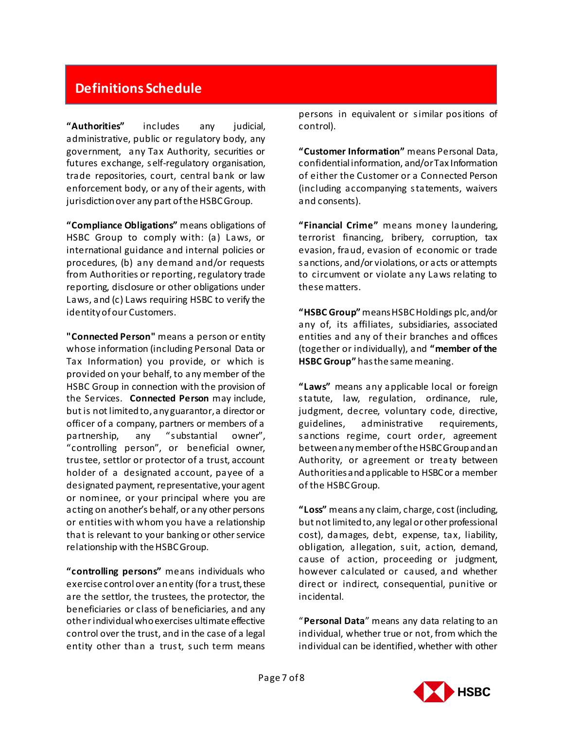# Definitions Schedule

**"Authorities"** includes any judicial, administrative, public or regulatory body, any government, any Tax Authority, securities or futures exchange, self-regulatory organisation, trade repositories, court, central bank or law enforcement body, or any of their agents, with jurisdiction over any part of the HSBC Group.

**"Compliance Obligations"** means obligations of HSBC Group to comply with: (a) Laws, or international guidance and internal policies or procedures, (b) any demand and/or requests from Authorities or reporting, regulatory trade reporting, disclosure or other obligations under Laws, and (c) Laws requiring HSBC to verify the identity of our Customers.

**"Connected Person"** means a person or entity whose information (including Personal Data or Tax Information) you provide, or which is provided on your behalf, to any member of the HSBC Group in connection with the provision of the Services. **Connected Person** may include, but is not limited to, any guarantor, a director or officer of a company, partners or members of a partnership, any "substantial owner", "controlling person", or beneficial owner, trustee, settlor or protector of a trust, account holder of a designated account, payee of a designated payment, representative, your agent or nominee, or your principal where you are acting on another's behalf, or any other persons or entities with whom you have a relationship that is relevant to your banking or other service relationship with the HSBC Group.

**"controlling persons"** means individuals who exercise control over an entity (for a trust, these are the settlor, the trustees, the protector, the beneficiaries or class of beneficiaries, and any other individual who exercises ultimate effective control over the trust, and in the case of a legal entity other than a trust, such term means persons in equivalent or similar positions of control).

**"Customer Information"** means Personal Data, confidential information, and/or Tax Information of either the Customer or a Connected Person (including accompanying statements, waivers and consents).

**"Financial Crime"** means money laundering, terrorist financing, bribery, corruption, tax evasion, fraud, evasion of economic or trade sanctions, and/or violations, or acts or attempts to circumvent or violate any Laws relating to these matters.

**"HSBC Group"** means HSBC Holdings plc, and/or any of, its affiliates, subsidiaries, associated entities and any of their branches and offices (together or individually), and **"member of the HSBC Group"** has the same meaning.

**"Laws"** means any applicable local or foreign statute, law, regulation, ordinance, rule, judgment, decree, voluntary code, directive, guidelines, administrative requirements, sanctions regime, court order, agreement between any member of the HSBC Group and an Authority, or agreement or treaty between Authorities and applicable to HSBC or a member of the HSBC Group.

**"Loss"** means any claim, charge, cost (including, but not limited to, any legal or other professional cost), damages, debt, expense, tax, liability, obligation, allegation, suit, action, demand, cause of action, proceeding or judgment, however calculated or caused, and whether direct or indirect, consequential, punitive or incidental.

"**Personal Data**" means any data relating to an individual, whether true or not, from which the individual can be identified, whether with other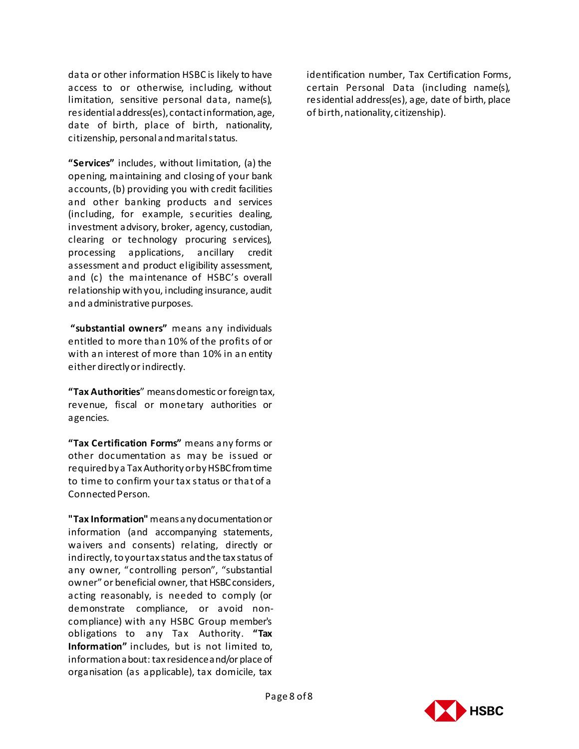data or other information HSBC is likely to have access to or otherwise, including, without limitation, sensitive personal data, name(s), residential address(es), contact information, age, date of birth, place of birth, nationality, citizenship, personal and marital status.

**"Services"** includes, without limitation, (a) the opening, maintaining and closing of your bank accounts, (b) providing you with credit facilities and other banking products and services (including, for example, securities dealing, investment advisory, broker, agency, custodian, clearing or technology procuring services), processing applications, ancillary credit assessment and product eligibility assessment, and (c) the maintenance of HSBC's overall relationship with you, including insurance, audit and administrative purposes.

**"substantial owners"** means any individuals entitled to more than 10% of the profits of or with an interest of more than 10% in an entity either directly or indirectly.

**"Tax Authorities"** means domestic or foreign tax, revenue, fiscal or monetary authorities or agencies.

**"Tax Certification Forms"** means any forms or other documentation as may be issued or required by a Tax Authority or by HSBC from time to time to confirm your tax status or that of a Connected Person.

**"Tax Information"** means any documentation or information (and accompanying statements, waivers and consents) relating, directly or indirectly, to your tax status and the tax status of any owner, "controlling person", "substantial owner" or beneficial owner, that HSBC considers, acting reasonably, is needed to comply (or demonstrate compliance, or avoid non-compliance) with any HSBC Group member's obligations to any Tax Authority. **"Tax Information"** includes, but is not limited to, information about: tax residence and/or place of organisation (as applicable), tax domicile, tax identification number, Tax Certification Forms, certain Personal Data (including name(s), residential address(es), age, date of birth, place of birth, nationality, citizenship).